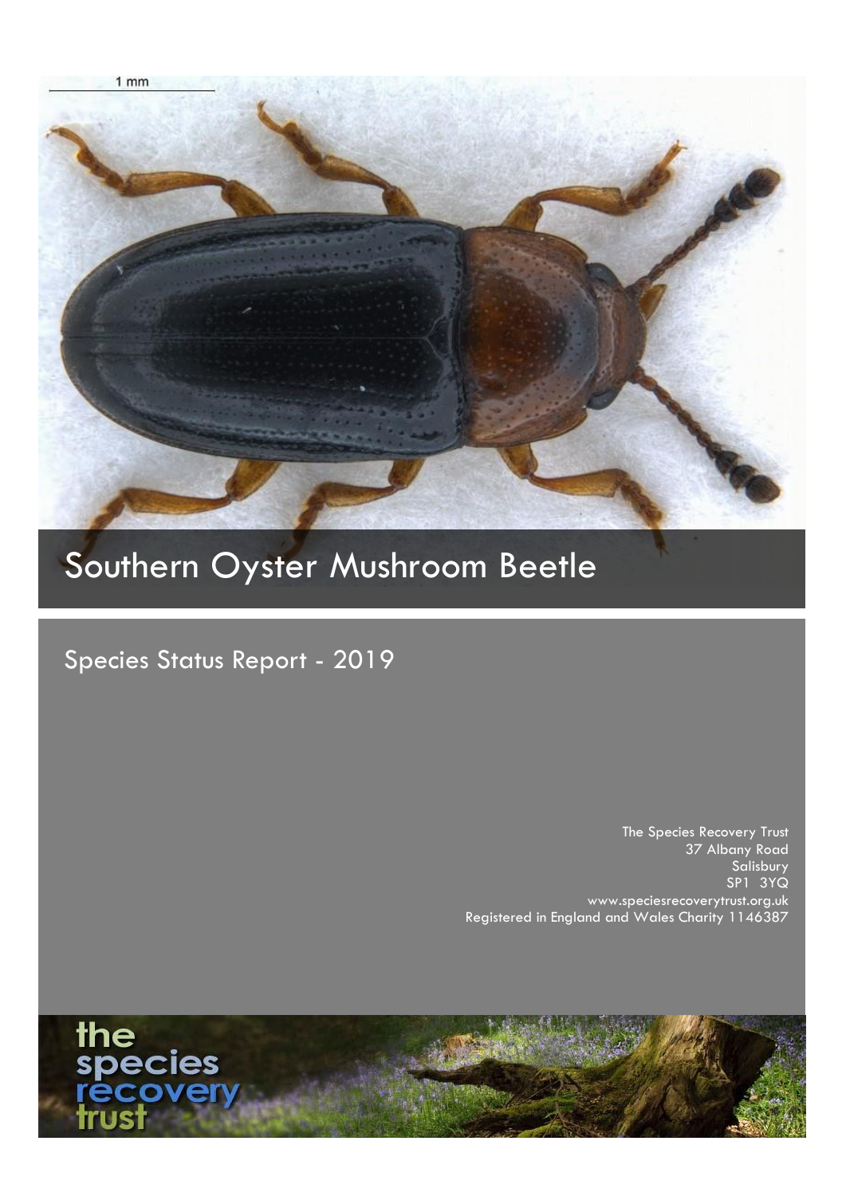# Southern Oyster Mushroom Beetle

## Species Status Report - 2019

The Species Recovery Trust
37 Albany Road
Salisbury
SP1 3YQ
www.speciesrecoverytrust.org.uk
Registered in England and Wales Charity 1146387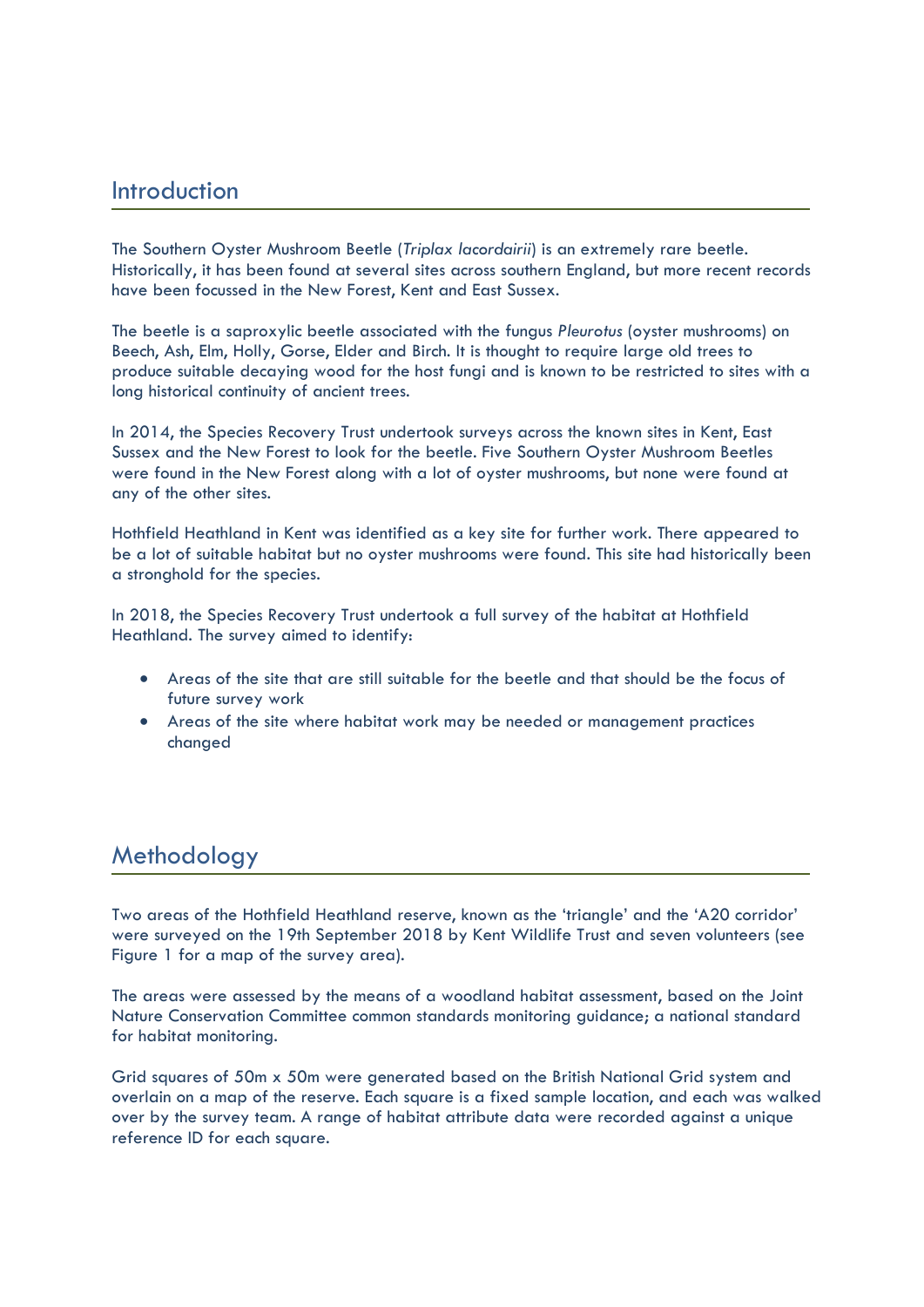## Introduction

The Southern Oyster Mushroom Beetle (*Triplax lacordairii*) is an extremely rare beetle. Historically, it has been found at several sites across southern England, but more recent records have been focussed in the New Forest, Kent and East Sussex.

The beetle is a saproxylic beetle associated with the fungus *Pleurotus* (oyster mushrooms) on Beech, Ash, Elm, Holly, Gorse, Elder and Birch. It is thought to require large old trees to produce suitable decaying wood for the host fungi and is known to be restricted to sites with a long historical continuity of ancient trees.

In 2014, the Species Recovery Trust undertook surveys across the known sites in Kent, East Sussex and the New Forest to look for the beetle. Five Southern Oyster Mushroom Beetles were found in the New Forest along with a lot of oyster mushrooms, but none were found at any of the other sites.

Hothfield Heathland in Kent was identified as a key site for further work. There appeared to be a lot of suitable habitat but no oyster mushrooms were found. This site had historically been a stronghold for the species.

In 2018, the Species Recovery Trust undertook a full survey of the habitat at Hothfield Heathland. The survey aimed to identify:

- Areas of the site that are still suitable for the beetle and that should be the focus of future survey work
- Areas of the site where habitat work may be needed or management practices changed

## Methodology

Two areas of the Hothfield Heathland reserve, known as the 'triangle' and the 'A20 corridor' were surveyed on the 19th September 2018 by Kent Wildlife Trust and seven volunteers (see Figure 1 for a map of the survey area).

The areas were assessed by the means of a woodland habitat assessment, based on the Joint Nature Conservation Committee common standards monitoring guidance; a national standard for habitat monitoring.

Grid squares of 50m x 50m were generated based on the British National Grid system and overlain on a map of the reserve. Each square is a fixed sample location, and each was walked over by the survey team. A range of habitat attribute data were recorded against a unique reference ID for each square.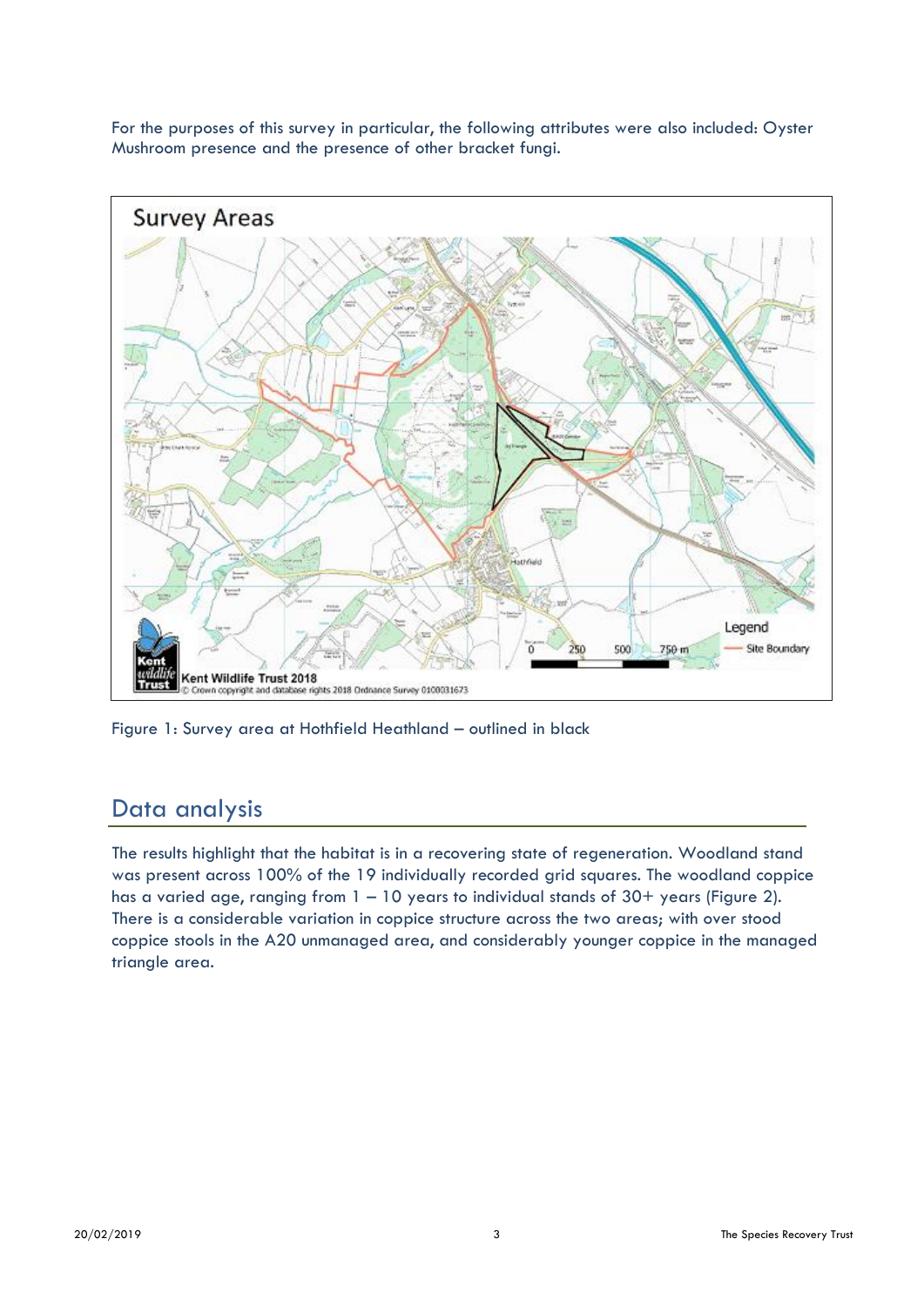For the purposes of this survey in particular, the following attributes were also included: Oyster Mushroom presence and the presence of other bracket fungi.

Figure 1: Survey area at Hothfield Heathland – outlined in black

## Data analysis

The results highlight that the habitat is in a recovering state of regeneration. Woodland stand was present across 100% of the 19 individually recorded grid squares. The woodland coppice has a varied age, ranging from 1 – 10 years to individual stands of 30+ years (Figure 2). There is a considerable variation in coppice structure across the two areas; with over stood coppice stools in the A20 unmanaged area, and considerably younger coppice in the managed triangle area.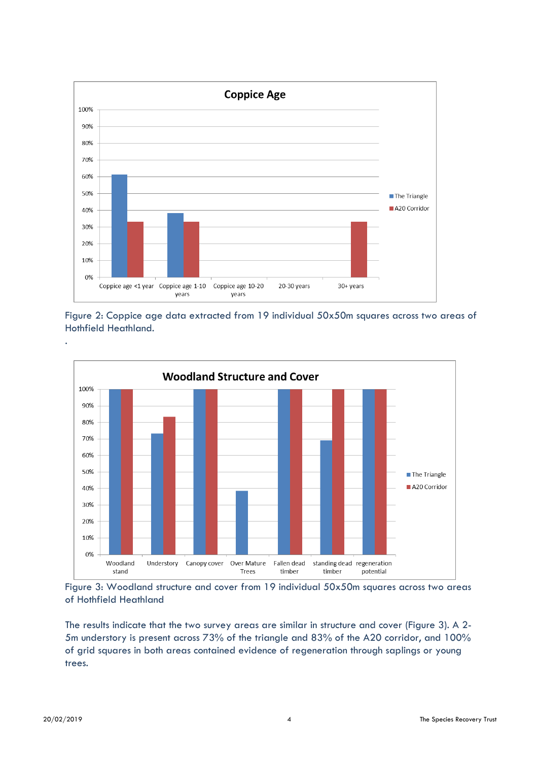Figure 2: Coppice age data extracted from 19 individual 50x50m squares across two areas of Hothfield Heathland.

.

Figure 3: Woodland structure and cover from 19 individual 50x50m squares across two areas of Hothfield Heathland

The results indicate that the two survey areas are similar in structure and cover (Figure 3). A 2-5m understory is present across 73% of the triangle and 83% of the A20 corridor, and 100% of grid squares in both areas contained evidence of regeneration through saplings or young trees.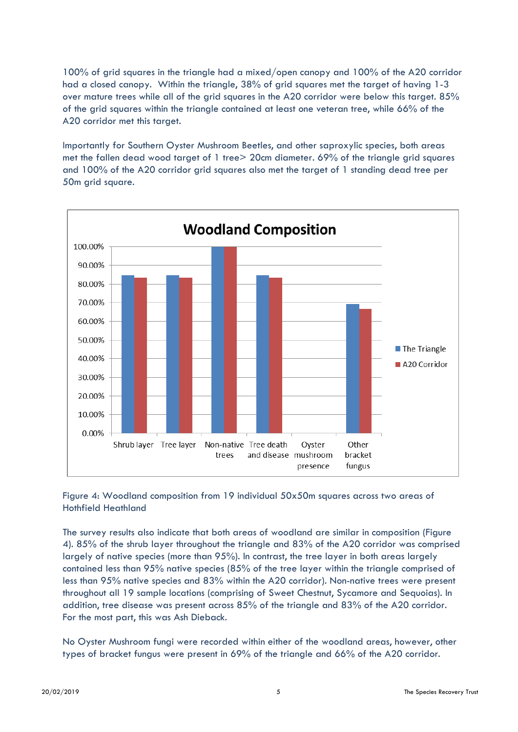100% of grid squares in the triangle had a mixed/open canopy and 100% of the A20 corridor had a closed canopy. Within the triangle, 38% of grid squares met the target of having 1-3 over mature trees while all of the grid squares in the A20 corridor were below this target. 85% of the grid squares within the triangle contained at least one veteran tree, while 66% of the A20 corridor met this target.

Importantly for Southern Oyster Mushroom Beetles, and other saproxylic species, both areas met the fallen dead wood target of 1 tree> 20cm diameter. 69% of the triangle grid squares and 100% of the A20 corridor grid squares also met the target of 1 standing dead tree per 50m grid square.

Figure 4: Woodland composition from 19 individual 50x50m squares across two areas of Hothfield Heathland

The survey results also indicate that both areas of woodland are similar in composition (Figure 4). 85% of the shrub layer throughout the triangle and 83% of the A20 corridor was comprised largely of native species (more than 95%). In contrast, the tree layer in both areas largely contained less than 95% native species (85% of the tree layer within the triangle comprised of less than 95% native species and 83% within the A20 corridor). Non-native trees were present throughout all 19 sample locations (comprising of Sweet Chestnut, Sycamore and Sequoias). In addition, tree disease was present across 85% of the triangle and 83% of the A20 corridor. For the most part, this was Ash Dieback.

No Oyster Mushroom fungi were recorded within either of the woodland areas, however, other types of bracket fungus were present in 69% of the triangle and 66% of the A20 corridor.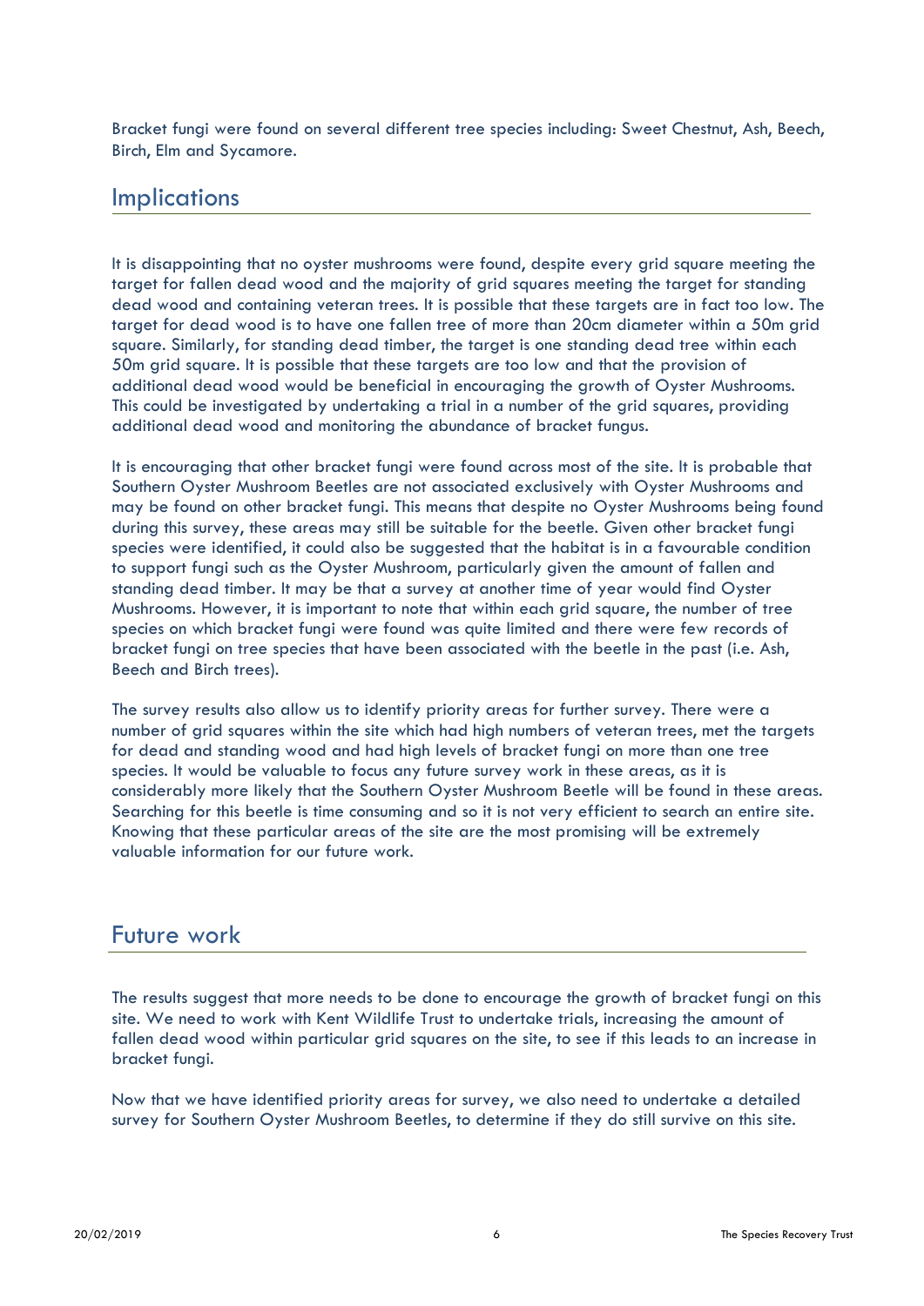Bracket fungi were found on several different tree species including: Sweet Chestnut, Ash, Beech, Birch, Elm and Sycamore.

## Implications

It is disappointing that no oyster mushrooms were found, despite every grid square meeting the target for fallen dead wood and the majority of grid squares meeting the target for standing dead wood and containing veteran trees. It is possible that these targets are in fact too low. The target for dead wood is to have one fallen tree of more than 20cm diameter within a 50m grid square. Similarly, for standing dead timber, the target is one standing dead tree within each 50m grid square. It is possible that these targets are too low and that the provision of additional dead wood would be beneficial in encouraging the growth of Oyster Mushrooms. This could be investigated by undertaking a trial in a number of the grid squares, providing additional dead wood and monitoring the abundance of bracket fungus.

It is encouraging that other bracket fungi were found across most of the site. It is probable that Southern Oyster Mushroom Beetles are not associated exclusively with Oyster Mushrooms and may be found on other bracket fungi. This means that despite no Oyster Mushrooms being found during this survey, these areas may still be suitable for the beetle. Given other bracket fungi species were identified, it could also be suggested that the habitat is in a favourable condition to support fungi such as the Oyster Mushroom, particularly given the amount of fallen and standing dead timber. It may be that a survey at another time of year would find Oyster Mushrooms. However, it is important to note that within each grid square, the number of tree species on which bracket fungi were found was quite limited and there were few records of bracket fungi on tree species that have been associated with the beetle in the past (i.e. Ash, Beech and Birch trees).

The survey results also allow us to identify priority areas for further survey. There were a number of grid squares within the site which had high numbers of veteran trees, met the targets for dead and standing wood and had high levels of bracket fungi on more than one tree species. It would be valuable to focus any future survey work in these areas, as it is considerably more likely that the Southern Oyster Mushroom Beetle will be found in these areas. Searching for this beetle is time consuming and so it is not very efficient to search an entire site. Knowing that these particular areas of the site are the most promising will be extremely valuable information for our future work.

## Future work

The results suggest that more needs to be done to encourage the growth of bracket fungi on this site. We need to work with Kent Wildlife Trust to undertake trials, increasing the amount of fallen dead wood within particular grid squares on the site, to see if this leads to an increase in bracket fungi.

Now that we have identified priority areas for survey, we also need to undertake a detailed survey for Southern Oyster Mushroom Beetles, to determine if they do still survive on this site.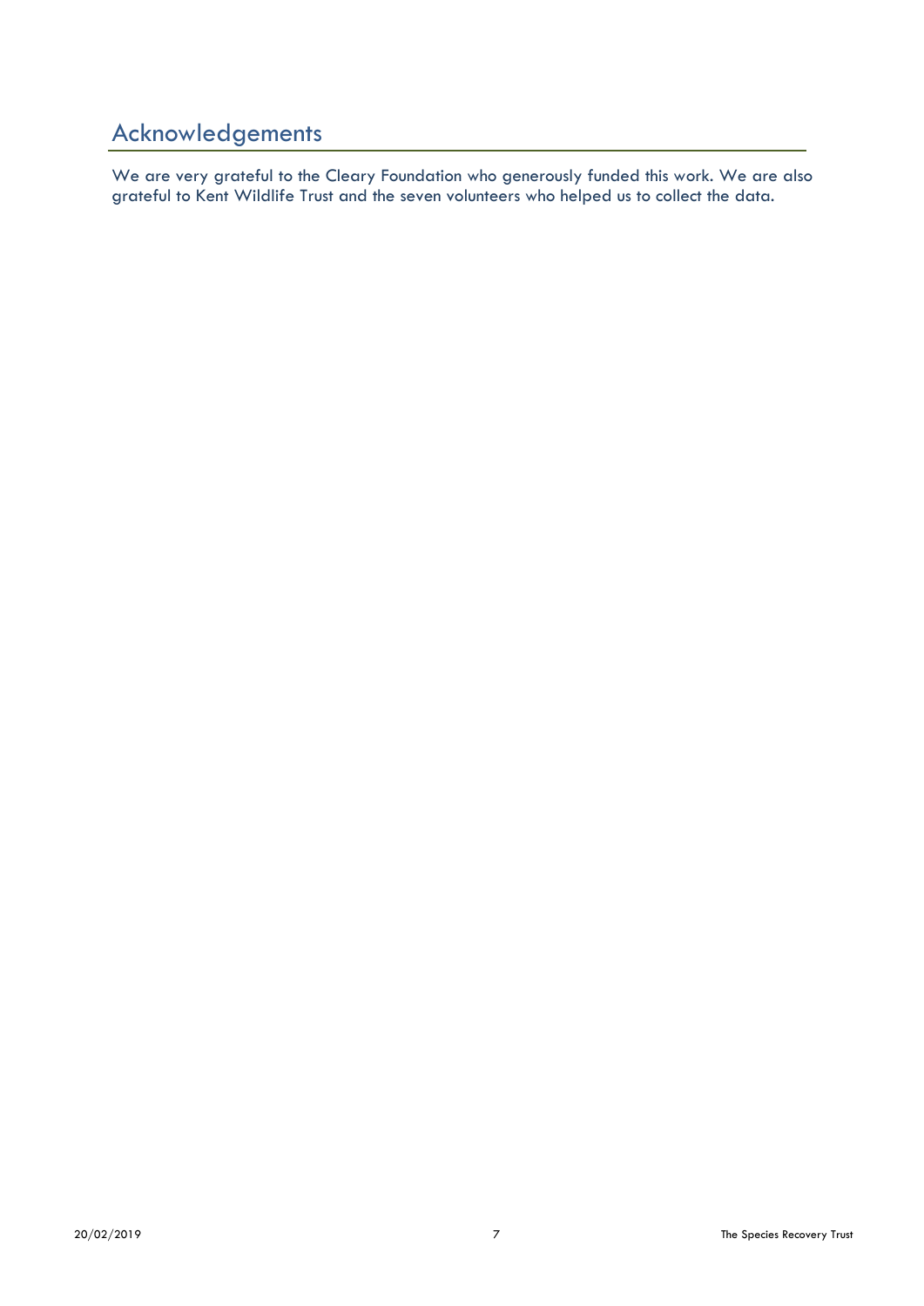## Acknowledgements

We are very grateful to the Cleary Foundation who generously funded this work. We are also grateful to Kent Wildlife Trust and the seven volunteers who helped us to collect the data.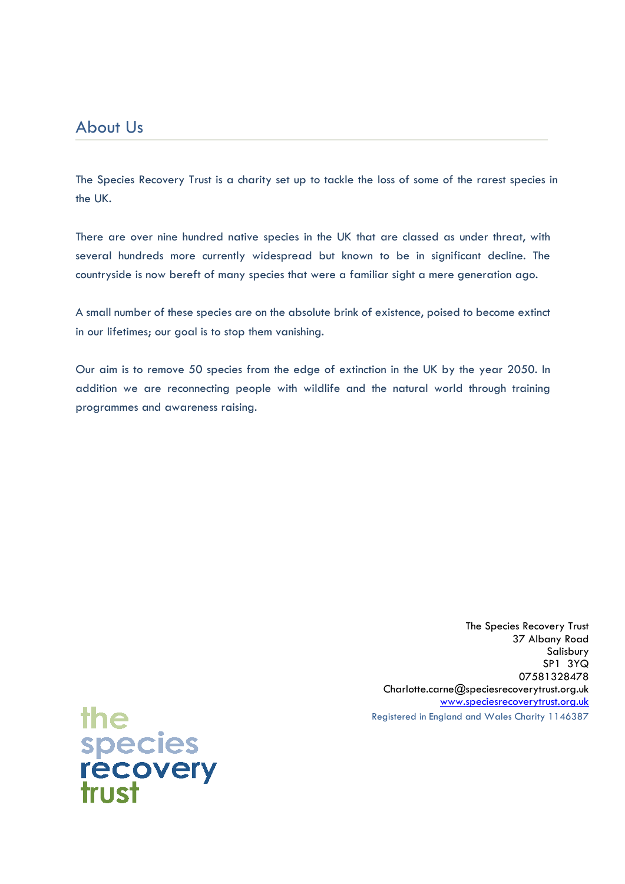## About Us

The Species Recovery Trust is a charity set up to tackle the loss of some of the rarest species in the UK.

There are over nine hundred native species in the UK that are classed as under threat, with several hundreds more currently widespread but known to be in significant decline. The countryside is now bereft of many species that were a familiar sight a mere generation ago.

A small number of these species are on the absolute brink of existence, poised to become extinct in our lifetimes; our goal is to stop them vanishing.

Our aim is to remove 50 species from the edge of extinction in the UK by the year 2050. In addition we are reconnecting people with wildlife and the natural world through training programmes and awareness raising.

The Species Recovery Trust
37 Albany Road
Salisbury
SP1 3YQ
07581328478
Charlotte.carne@speciesrecoverytrust.org.uk
www.speciesrecoverytrust.org.uk
Registered in England and Wales Charity 1146387

the
species
recovery
trust